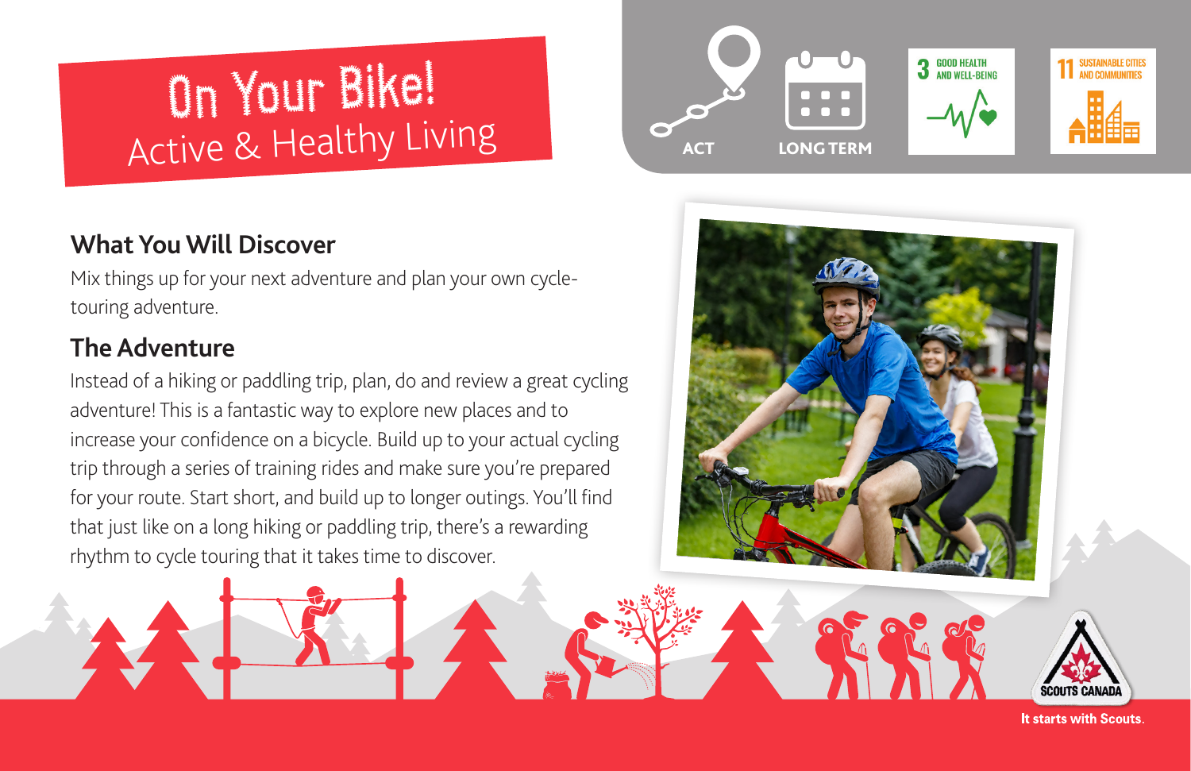# On Your Bike!

## Active & Healthy Living

ACT

LONG TERM

3 GOOD HEALTH AND WELL-BEING

11 SUSTAINABLE CITIES AND COMMUNITIES

### What You Will Discover

Mix things up for your next adventure and plan your own cycle-touring adventure.

### The Adventure

Instead of a hiking or paddling trip, plan, do and review a great cycling adventure! This is a fantastic way to explore new places and to increase your confidence on a bicycle. Build up to your actual cycling trip through a series of training rides and make sure you're prepared for your route. Start short, and build up to longer outings. You'll find that just like on a long hiking or paddling trip, there's a rewarding rhythm to cycle touring that it takes time to discover.

SCOUTS CANADA

It starts with Scouts.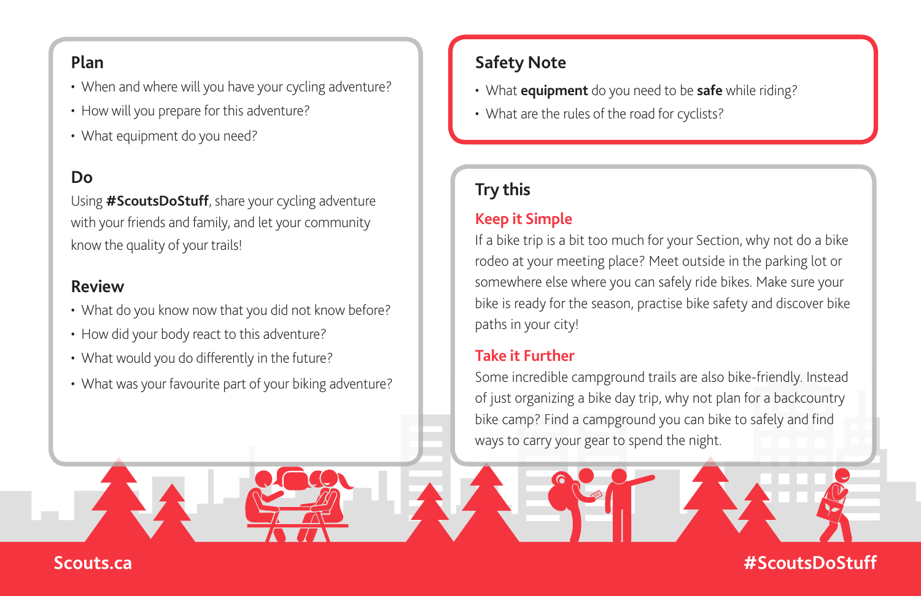## Plan

- When and where will you have your cycling adventure?
- How will you prepare for this adventure?
- What equipment do you need?

## Do

Using **#ScoutsDoStuff**, share your cycling adventure with your friends and family, and let your community know the quality of your trails!

## Review

- What do you know now that you did not know before?
- How did your body react to this adventure?
- What would you do differently in the future?
- What was your favourite part of your biking adventure?

## Safety Note

- What **equipment** do you need to be **safe** while riding?
- What are the rules of the road for cyclists?

## Try this

### Keep it Simple

If a bike trip is a bit too much for your Section, why not do a bike rodeo at your meeting place? Meet outside in the parking lot or somewhere else where you can safely ride bikes. Make sure your bike is ready for the season, practise bike safety and discover bike paths in your city!

### Take it Further

Some incredible campground trails are also bike-friendly. Instead of just organizing a bike day trip, why not plan for a backcountry bike camp? Find a campground you can bike to safely and find ways to carry your gear to spend the night.

Scouts.ca

#ScoutsDoStuff